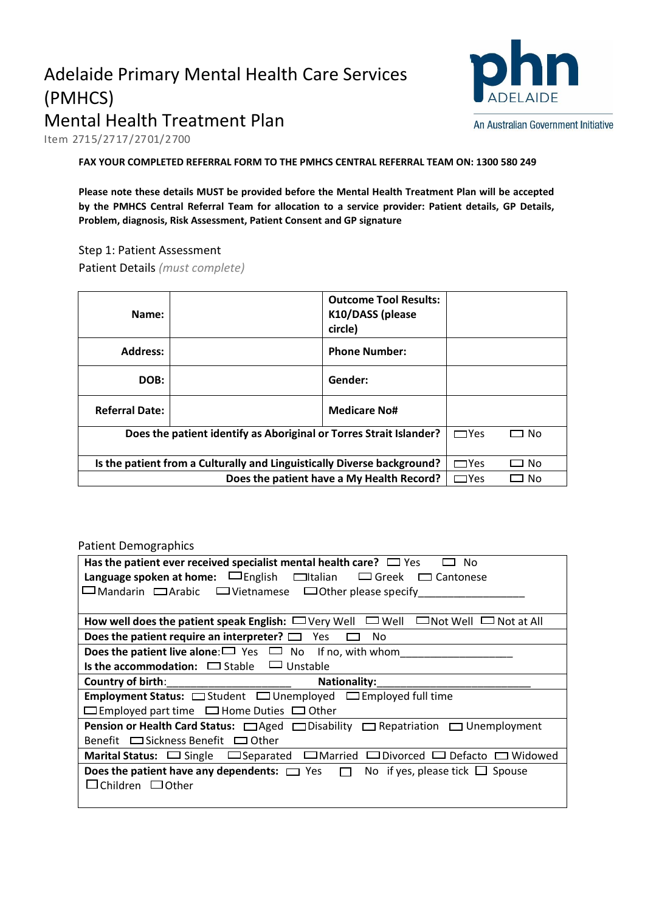# Adelaide Primary Mental Health Care Services (PMHCS)
# Mental Health Treatment Plan

Item 2715/2717/2701/2700

phn ADELAIDE
An Australian Government Initiative

**FAX YOUR COMPLETED REFERRAL FORM TO THE PMHCS CENTRAL REFERRAL TEAM ON: 1300 580 249**

**Please note these details MUST be provided before the Mental Health Treatment Plan will be accepted by the PMHCS Central Referral Team for allocation to a service provider: Patient details, GP Details, Problem, diagnosis, Risk Assessment, Patient Consent and GP signature**

Step 1: Patient Assessment

Patient Details *(must complete)*

| | | | |
|---|---|---|---|
| **Name:** | | **Outcome Tool Results: K10/DASS (please circle)** | |
| **Address:** | | **Phone Number:** | |
| **DOB:** | | **Gender:** | |
| **Referral Date:** | | **Medicare No#** | |
| **Does the patient identify as Aboriginal or Torres Strait Islander?** | | | ☐Yes ☐ No |
| **Is the patient from a Culturally and Linguistically Diverse background?** | | | ☐Yes ☐ No |
| **Does the patient have a My Health Record?** | | | ☐Yes ☐ No |

Patient Demographics

| |
|---|
| **Has the patient ever received specialist mental health care?** ☐ Yes ☐ No<br>**Language spoken at home:** ☐English ☐Italian ☐Greek ☐ Cantonese ☐Mandarin ☐Arabic ☐Vietnamese ☐Other please specify_________________ |
| **How well does the patient speak English:** ☐Very Well ☐Well ☐Not Well ☐Not at All |
| **Does the patient require an interpreter?** ☐ Yes ☐ No |
| **Does the patient live alone:** ☐ Yes ☐ No If no, with whom___________________<br>**Is the accommodation:** ☐ Stable ☐ Unstable |
| **Country of birth**:_____________________ **Nationality:**_________________________ |
| **Employment Status:** ☐Student ☐Unemployed ☐Employed full time ☐Employed part time ☐Home Duties ☐Other |
| **Pension or Health Card Status:** ☐Aged ☐Disability ☐Repatriation ☐Unemployment Benefit ☐Sickness Benefit ☐Other |
| **Marital Status:** ☐ Single ☐Separated ☐Married ☐Divorced ☐ Defacto ☐Widowed |
| **Does the patient have any dependents:** ☐ Yes ☐ No if yes, please tick ☐ Spouse ☐Children ☐Other |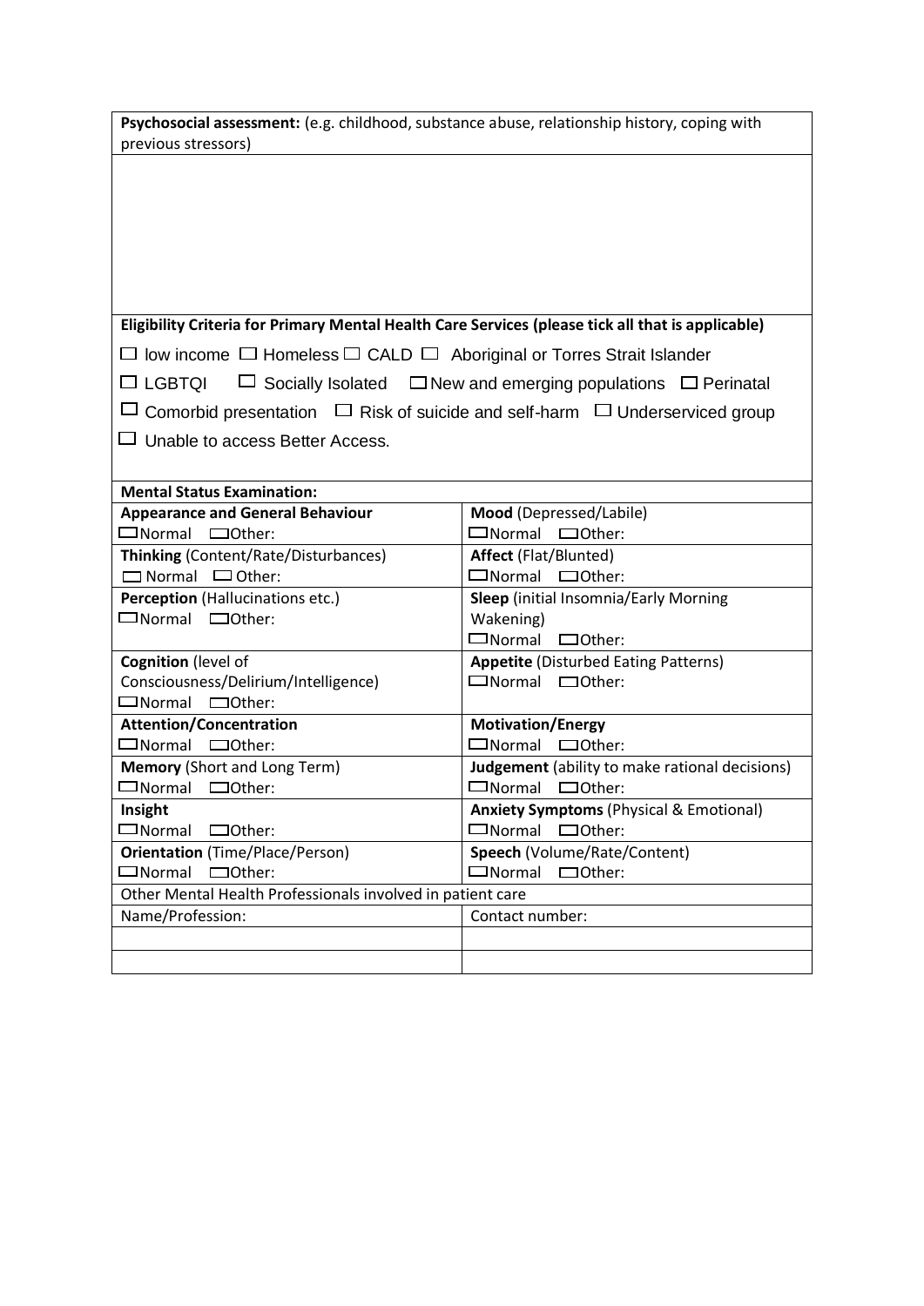| **Psychosocial assessment:** (e.g. childhood, substance abuse, relationship history, coping with previous stressors) |
|---|
| |

**Eligibility Criteria for Primary Mental Health Care Services (please tick all that is applicable)**

☐ low income ☐ Homeless ☐ CALD ☐ Aboriginal or Torres Strait Islander

☐ LGBTQI ☐ Socially Isolated ☐ New and emerging populations ☐ Perinatal

☐ Comorbid presentation ☐ Risk of suicide and self-harm ☐ Underserviced group

☐ Unable to access Better Access.

| **Mental Status Examination:** | |
|---|---|
| **Appearance and General Behaviour**<br>☐Normal ☐Other: | **Mood** (Depressed/Labile)<br>☐Normal ☐Other: |
| **Thinking** (Content/Rate/Disturbances)<br>☐ Normal ☐ Other: | **Affect** (Flat/Blunted)<br>☐Normal ☐Other: |
| **Perception** (Hallucinations etc.)<br>☐Normal ☐Other: | **Sleep** (initial Insomnia/Early Morning Wakening)<br>☐Normal ☐Other: |
| **Cognition** (level of Consciousness/Delirium/Intelligence)<br>☐Normal ☐Other: | **Appetite** (Disturbed Eating Patterns)<br>☐Normal ☐Other: |
| **Attention/Concentration**<br>☐Normal ☐Other: | **Motivation/Energy**<br>☐Normal ☐Other: |
| **Memory** (Short and Long Term)<br>☐Normal ☐Other: | **Judgement** (ability to make rational decisions)<br>☐Normal ☐Other: |
| **Insight**<br>☐Normal ☐Other: | **Anxiety Symptoms** (Physical & Emotional)<br>☐Normal ☐Other: |
| **Orientation** (Time/Place/Person)<br>☐Normal ☐Other: | **Speech** (Volume/Rate/Content)<br>☐Normal ☐Other: |

| Other Mental Health Professionals involved in patient care | |
|---|---|
| Name/Profession: | Contact number: |
| | |
| | |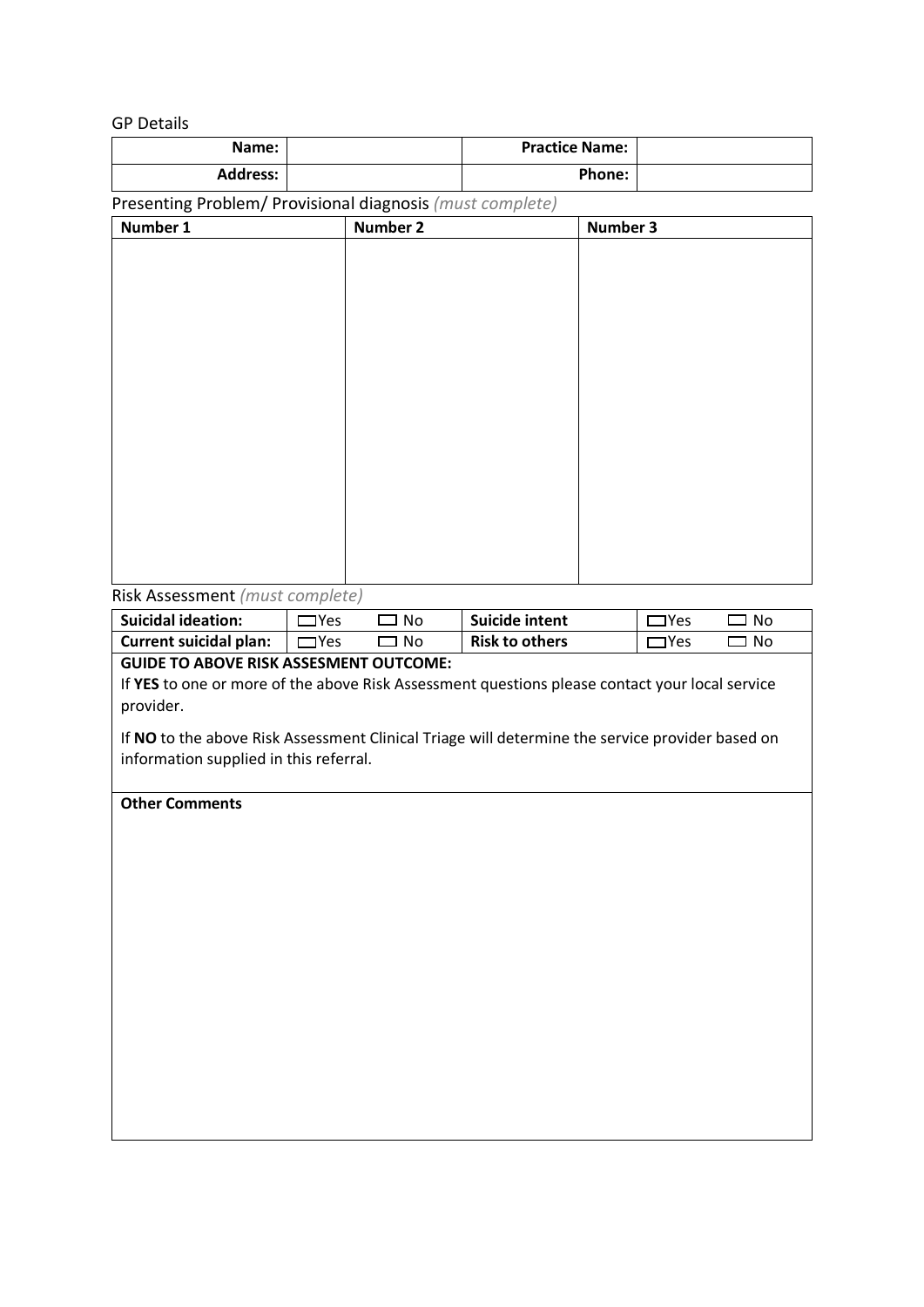GP Details

| Name: | | Practice Name: | |
|---|---|---|---|
| Address: | | Phone: | |

Presenting Problem/ Provisional diagnosis *(must complete)*

| Number 1 | Number 2 | Number 3 |
|---|---|---|
| | | |

Risk Assessment *(must complete)*

| Suicidal ideation: | ☐Yes ☐ No | Suicide intent | ☐Yes ☐ No |
|---|---|---|---|
| Current suicidal plan: | ☐Yes ☐ No | Risk to others | ☐Yes ☐ No |

**GUIDE TO ABOVE RISK ASSESMENT OUTCOME:**

If **YES** to one or more of the above Risk Assessment questions please contact your local service provider.

If **NO** to the above Risk Assessment Clinical Triage will determine the service provider based on information supplied in this referral.

**Other Comments**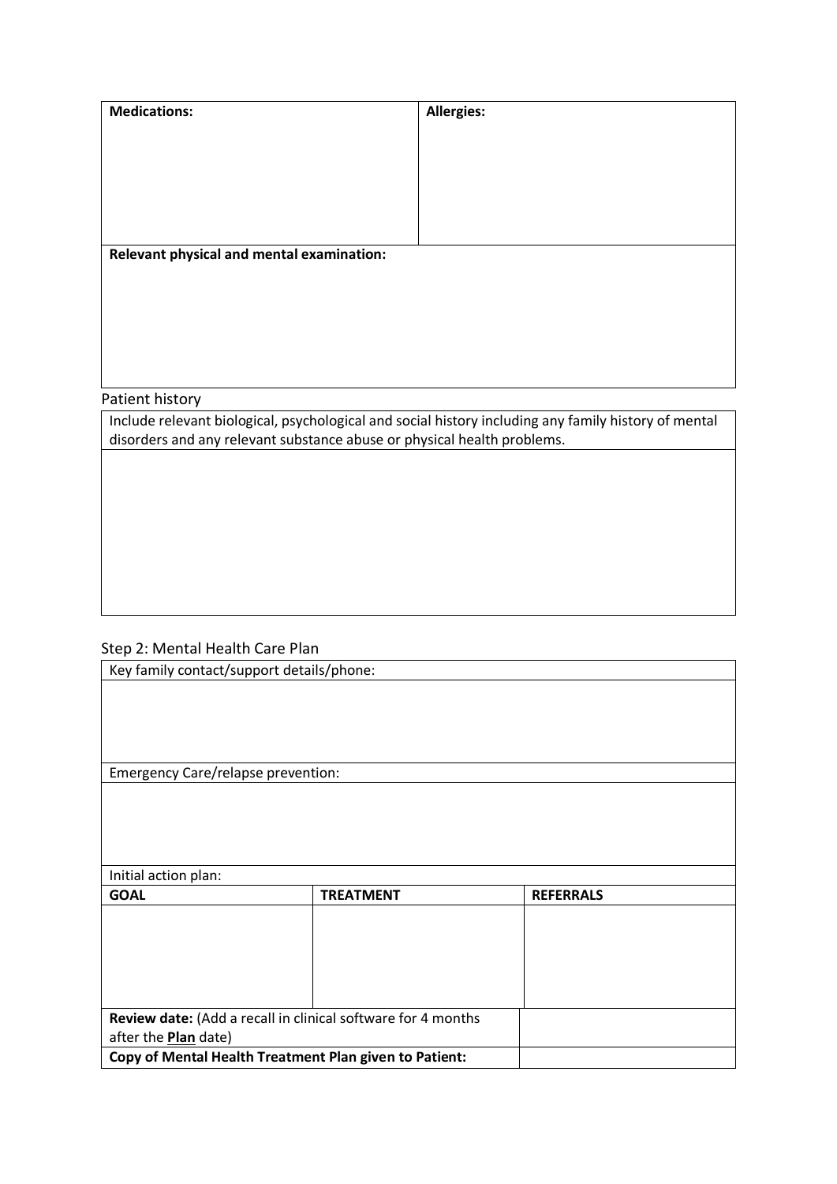| **Medications:** | **Allergies:** |
| --- | --- |
| | |

| **Relevant physical and mental examination:** |
| --- |
| |

Patient history

| Include relevant biological, psychological and social history including any family history of mental disorders and any relevant substance abuse or physical health problems. |
| --- |
| |

Step 2: Mental Health Care Plan

| Key family contact/support details/phone: | | |
| --- | --- | --- |
| | | |
| Emergency Care/relapse prevention: | | |
| | | |
| Initial action plan: | | |
| **GOAL** | **TREATMENT** | **REFERRALS** |
| | | |

| **Review date:** (Add a recall in clinical software for 4 months after the **Plan** date) | |
| --- | --- |
| **Copy of Mental Health Treatment Plan given to Patient:** | |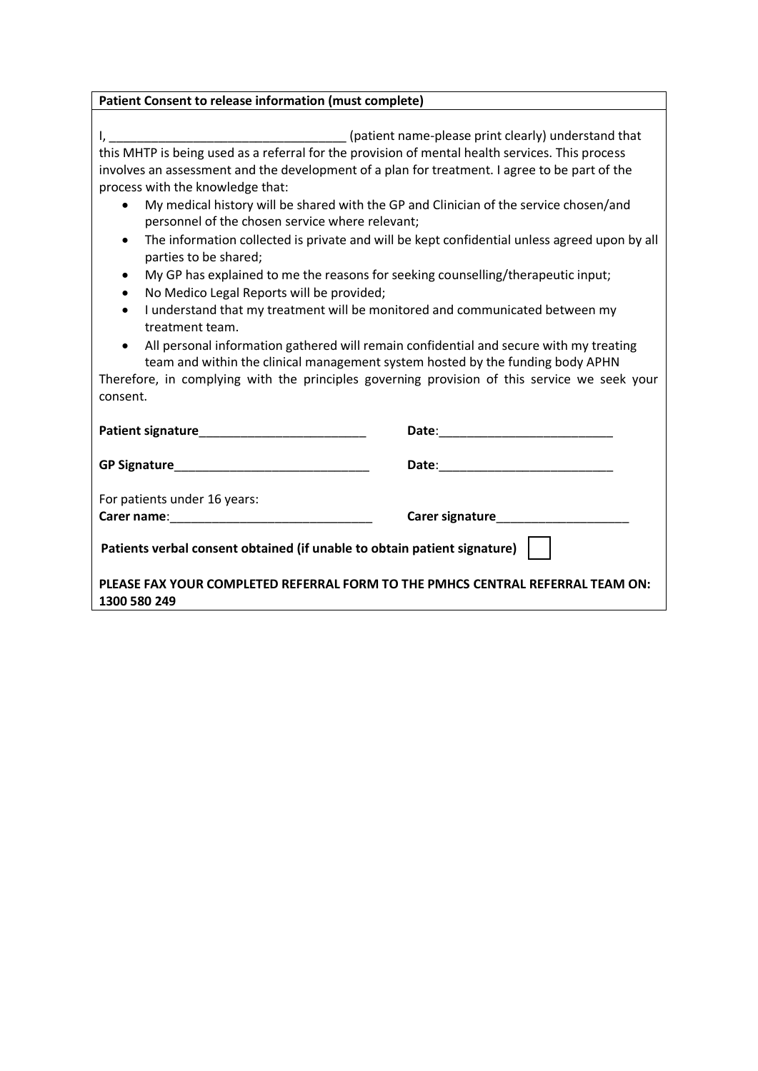**Patient Consent to release information (must complete)**

I, __________________________________ (patient name-please print clearly) understand that this MHTP is being used as a referral for the provision of mental health services. This process involves an assessment and the development of a plan for treatment. I agree to be part of the process with the knowledge that:

- My medical history will be shared with the GP and Clinician of the service chosen/and personnel of the chosen service where relevant;
- The information collected is private and will be kept confidential unless agreed upon by all parties to be shared;
- My GP has explained to me the reasons for seeking counselling/therapeutic input;
- No Medico Legal Reports will be provided;
- I understand that my treatment will be monitored and communicated between my treatment team.
- All personal information gathered will remain confidential and secure with my treating team and within the clinical management system hosted by the funding body APHN

Therefore, in complying with the principles governing provision of this service we seek your consent.

**Patient signature**________________________ **Date**:_________________________

**GP Signature**____________________________ **Date**:_________________________

For patients under 16 years:
**Carer name**:_____________________________ **Carer signature**___________________

**Patients verbal consent obtained (if unable to obtain patient signature)** ☐

**PLEASE FAX YOUR COMPLETED REFERRAL FORM TO THE PMHCS CENTRAL REFERRAL TEAM ON: 1300 580 249**